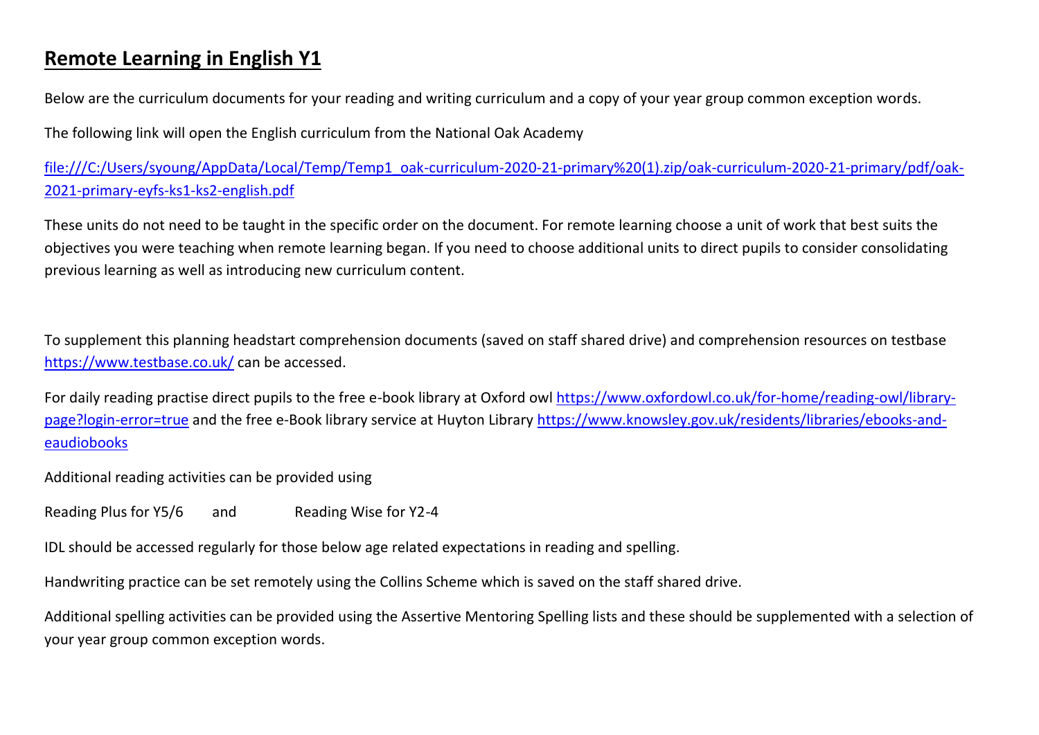# **Remote Learning in English Y1**

Below are the curriculum documents for your reading and writing curriculum and a copy of your year group common exception words.

The following link will open the English curriculum from the National Oak Academy

file:///C:/Users/syoung/AppData/Local/Temp/Temp1_oak-curriculum-2020-21-primary%20(1).zip/oak-curriculum-2020-21-primary/pdf/oak-2021-primary-eyfs-ks1-ks2-english.pdf

These units do not need to be taught in the specific order on the document. For remote learning choose a unit of work that best suits the objectives you were teaching when remote learning began. If you need to choose additional units to direct pupils to consider consolidating previous learning as well as introducing new curriculum content.

To supplement this planning headstart comprehension documents (saved on staff shared drive) and comprehension resources on testbase https://www.testbase.co.uk/ can be accessed.

For daily reading practise direct pupils to the free e-book library at Oxford owl https://www.oxfordowl.co.uk/for-home/reading-owl/library-page?login-error=true and the free e-Book library service at Huyton Library https://www.knowsley.gov.uk/residents/libraries/ebooks-and-eaudiobooks

Additional reading activities can be provided using

Reading Plus for Y5/6 and Reading Wise for Y2-4

IDL should be accessed regularly for those below age related expectations in reading and spelling.

Handwriting practice can be set remotely using the Collins Scheme which is saved on the staff shared drive.

Additional spelling activities can be provided using the Assertive Mentoring Spelling lists and these should be supplemented with a selection of your year group common exception words.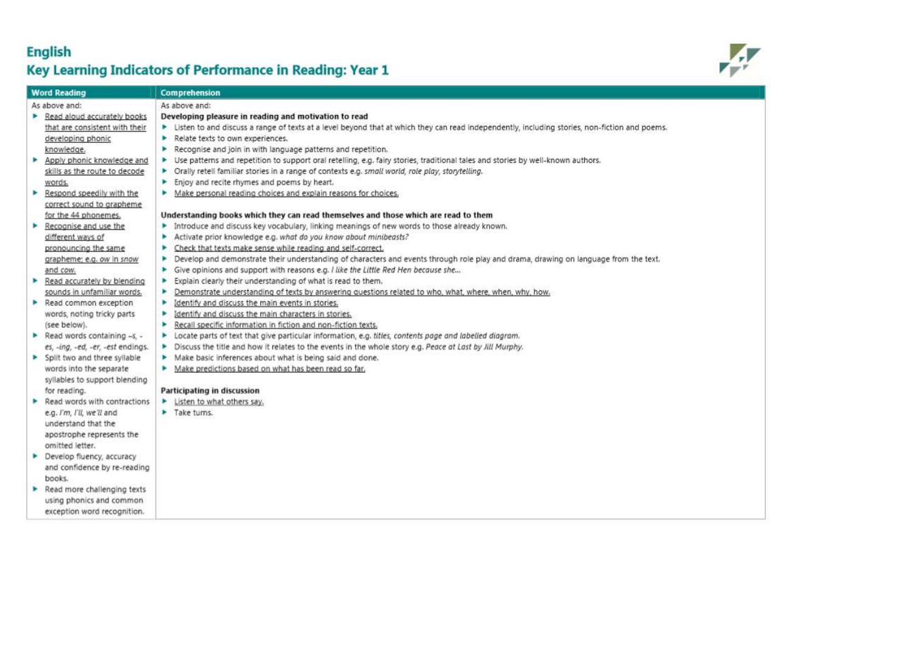# English

## Key Learning Indicators of Performance in Reading: Year 1

| Word Reading | Comprehension |
|---|---|
| As above and:<br>▸ Read aloud accurately books that are consistent with their developing phonic knowledge.<br>▸ Apply phonic knowledge and skills as the route to decode words.<br>▸ Respond speedily with the correct sound to grapheme for the 44 phonemes.<br>▸ Recognise and use the different ways of pronouncing the same grapheme; e.g. *ow* in *snow* and *cow*.<br>▸ Read accurately by blending sounds in unfamiliar words.<br>▸ Read common exception words, noting tricky parts (see below).<br>▸ Read words containing *–s, -es, -ing, -ed, -er, -est* endings.<br>▸ Split two and three syllable words into the separate syllables to support blending for reading.<br>▸ Read words with contractions e.g. *I'm, I'll, we'll* and understand that the apostrophe represents the omitted letter.<br>▸ Develop fluency, accuracy and confidence by re-reading books.<br>▸ Read more challenging texts using phonics and common exception word recognition. | As above and:<br>**Developing pleasure in reading and motivation to read**<br>▸ Listen to and discuss a range of texts at a level beyond that at which they can read independently, including stories, non-fiction and poems.<br>▸ Relate texts to own experiences.<br>▸ Recognise and join in with language patterns and repetition.<br>▸ Use patterns and repetition to support oral retelling, e.g. fairy stories, traditional tales and stories by well-known authors.<br>▸ Orally retell familiar stories in a range of contexts e.g. *small world, role play, storytelling.*<br>▸ Enjoy and recite rhymes and poems by heart.<br>▸ Make personal reading choices and explain reasons for choices.<br><br>**Understanding books which they can read themselves and those which are read to them**<br>▸ Introduce and discuss key vocabulary, linking meanings of new words to those already known.<br>▸ Activate prior knowledge e.g. *what do you know about minibeasts?*<br>▸ Check that texts make sense while reading and self-correct.<br>▸ Develop and demonstrate their understanding of characters and events through role play and drama, drawing on language from the text.<br>▸ Give opinions and support with reasons e.g. *I like the Little Red Hen because she...*<br>▸ Explain clearly their understanding of what is read to them.<br>▸ Demonstrate understanding of texts by answering questions related to who, what, where, when, why, how.<br>▸ Identify and discuss the main events in stories.<br>▸ Identify and discuss the main characters in stories.<br>▸ Recall specific information in fiction and non-fiction texts.<br>▸ Locate parts of text that give particular information, e.g. *titles, contents page and labelled diagram.*<br>▸ Discuss the title and how it relates to the events in the whole story e.g. *Peace at Last by Jill Murphy.*<br>▸ Make basic inferences about what is being said and done.<br>▸ Make predictions based on what has been read so far.<br><br>**Participating in discussion**<br>▸ Listen to what others say.<br>▸ Take turns. |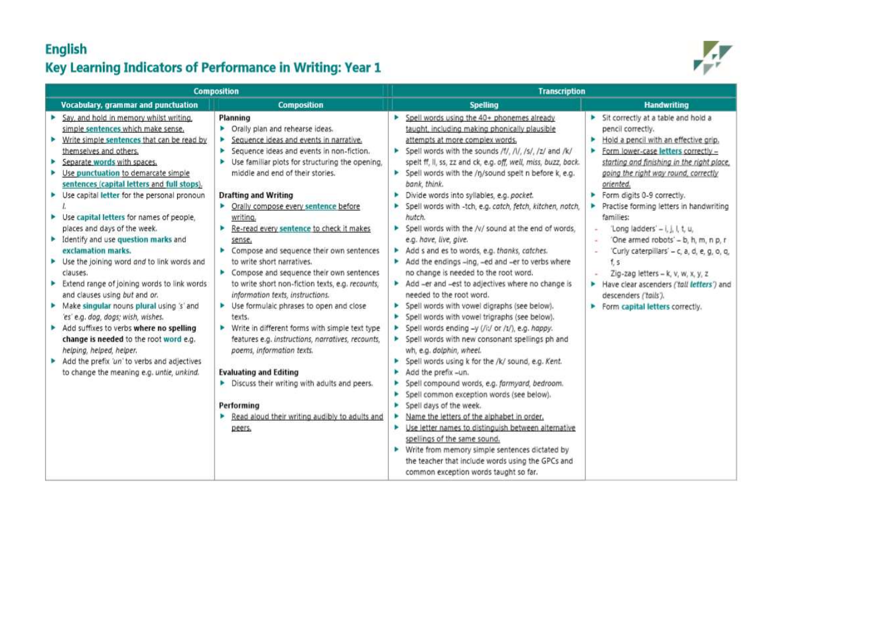# English

## Key Learning Indicators of Performance in Writing: Year 1

| Composition | | Transcription | |
|---|---|---|---|
| **Vocabulary, grammar and punctuation** | **Composition** | **Spelling** | **Handwriting** |
| ▸ Say, and hold in memory whilst writing, simple **sentences** which make sense.<br>▸ Write simple **sentences** that can be read by themselves and others.<br>▸ Separate **words** with spaces.<br>▸ Use **punctuation** to demarcate simple **sentences** (**capital letters** and **full stops**).<br>▸ Use capital **letter** for the personal pronoun *I*.<br>▸ Use **capital letters** for names of people, places and days of the week.<br>▸ Identify and use **question marks** and **exclamation marks.**<br>▸ Use the joining word *and* to link words and clauses.<br>▸ Extend range of joining words to link words and clauses using *but* and *or.*<br>▸ Make **singular** nouns **plural** using 's' and 'es' e.g. *dog, dogs; wish, wishes.*<br>▸ Add suffixes to verbs **where no spelling change is needed** to the root **word** e.g. *helping, helped, helper.*<br>▸ Add the prefix 'un' to verbs and adjectives to change the meaning e.g. *untie, unkind.* | **Planning**<br>▸ Orally plan and rehearse ideas.<br>▸ Sequence ideas and events in narrative.<br>▸ Sequence ideas and events in non-fiction.<br>▸ Use familiar plots for structuring the opening, middle and end of their stories.<br><br>**Drafting and Writing**<br>▸ Orally compose every **sentence** before writing.<br>▸ Re-read every **sentence** to check it makes sense.<br>▸ Compose and sequence their own sentences to write short narratives.<br>▸ Compose and sequence their own sentences to write short non-fiction texts, e.g. *recounts, information texts, instructions.*<br>▸ Use formulaic phrases to open and close texts.<br>▸ Write in different forms with simple text type features e.g. *instructions, narratives, recounts, poems, information texts.*<br><br>**Evaluating and Editing**<br>▸ Discuss their writing with adults and peers.<br><br>**Performing**<br>▸ Read aloud their writing audibly to adults and peers. | ▸ Spell words using the 40+ phonemes already taught, including making phonically plausible attempts at more complex words.<br>▸ Spell words with the sounds /f/, /l/, /s/, /z/ and /k/ spelt ff, ll, ss, zz and ck, e.g. *off, well, miss, buzz, back.*<br>▸ Spell words with the /ŋ/sound spelt n before k, e.g. *bank, think.*<br>▸ Divide words into syllables, e.g. *pocket.*<br>▸ Spell words with -tch, e.g. *catch, fetch, kitchen, notch, hutch.*<br>▸ Spell words with the /v/ sound at the end of words, e.g. *have, live, give.*<br>▸ Add s and es to words, e.g. *thanks, catches.*<br>▸ Add the endings –ing, –ed and –er to verbs where no change is needed to the root word.<br>▸ Add –er and –est to adjectives where no change is needed to the root word.<br>▸ Spell words with vowel digraphs (see below).<br>▸ Spell words with vowel trigraphs (see below).<br>▸ Spell words ending –y (/i:/ or /ɪ/), e.g. *happy.*<br>▸ Spell words with new consonant spellings ph and wh, e.g. *dolphin, wheel.*<br>▸ Spell words using k for the /k/ sound, e.g. *Kent.*<br>▸ Add the prefix –un.<br>▸ Spell compound words, e.g. *farmyard, bedroom.*<br>▸ Spell common exception words (see below).<br>▸ Spell days of the week.<br>▸ Name the letters of the alphabet in order.<br>▸ Use letter names to distinguish between alternative spellings of the same sound.<br>▸ Write from memory simple sentences dictated by the teacher that include words using the GPCs and common exception words taught so far. | ▸ Sit correctly at a table and hold a pencil correctly.<br>▸ Hold a pencil with an effective grip.<br>▸ Form lower-case **letters** correctly – *starting and finishing in the right place, going the right way round, correctly oriented.*<br>▸ Form digits 0-9 correctly.<br>▸ Practise forming letters in handwriting families:<br>- 'Long ladders' – i, j, l, t, u,<br>- 'One armed robots' – b, h, m, n p, r<br>- 'Curly caterpillars' – c, a, d, e, g, o, q, f, s<br>- Zig-zag letters – k, v, w, x, y, z<br>▸ Have clear ascenders *('tall **letters**')* and descenders *('tails').*<br>▸ Form **capital letters** correctly. |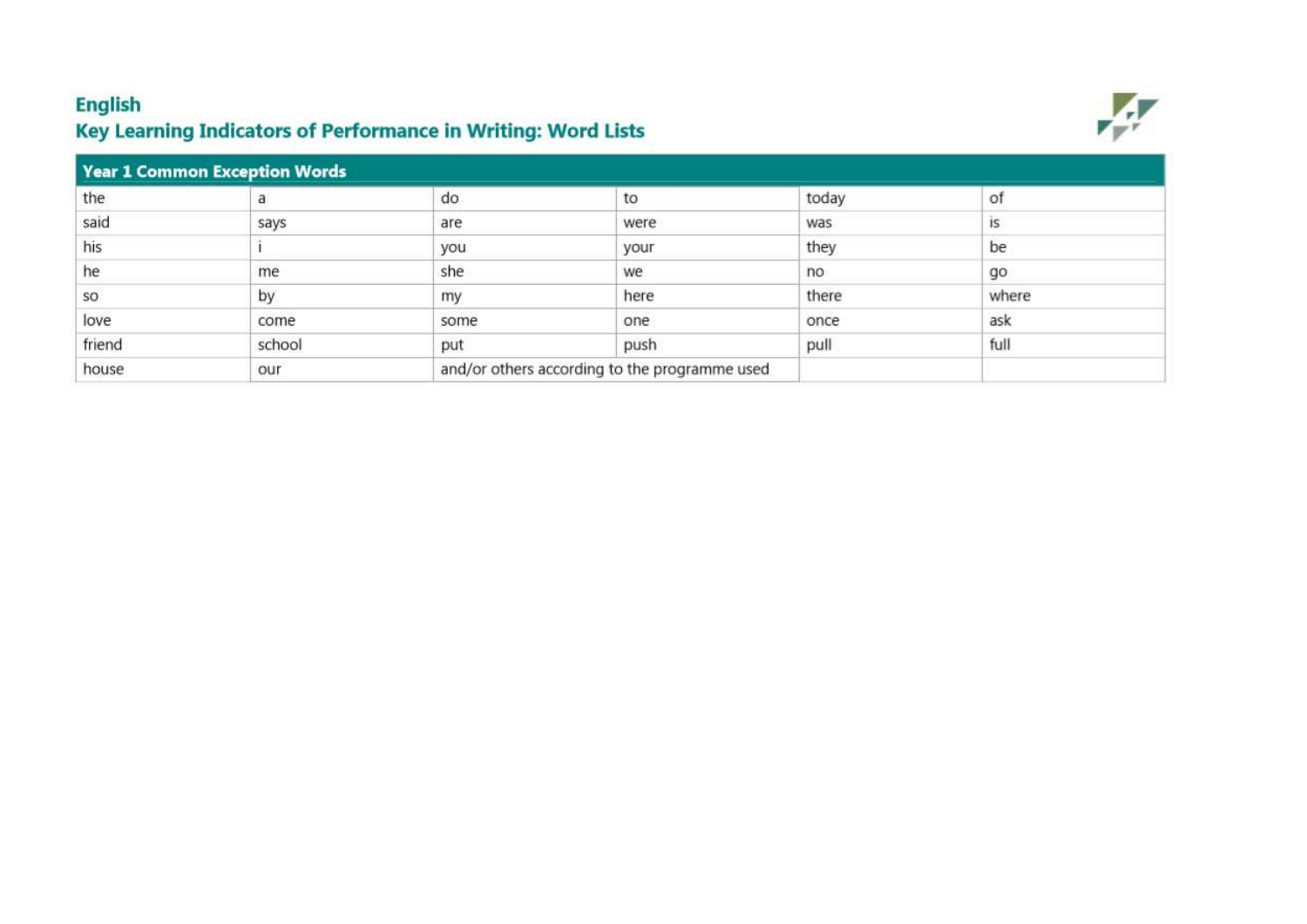# English
## Key Learning Indicators of Performance in Writing: Word Lists

| Year 1 Common Exception Words | | | | | |
|---|---|---|---|---|---|
| the | a | do | to | today | of |
| said | says | are | were | was | is |
| his | i | you | your | they | be |
| he | me | she | we | no | go |
| so | by | my | here | there | where |
| love | come | some | one | once | ask |
| friend | school | put | push | pull | full |
| house | our | and/or others according to the programme used | | | |